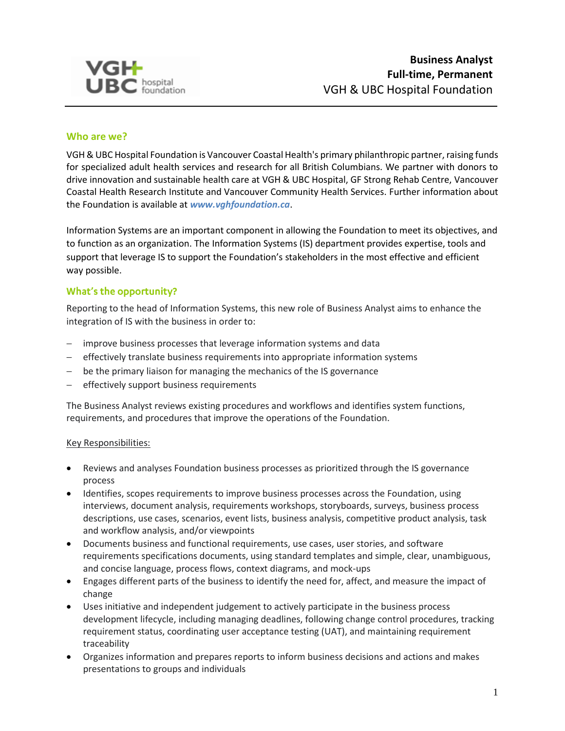**Business Analyst**
**Full-time, Permanent**
VGH & UBC Hospital Foundation

## Who are we?

VGH & UBC Hospital Foundation is Vancouver Coastal Health's primary philanthropic partner, raising funds for specialized adult health services and research for all British Columbians. We partner with donors to drive innovation and sustainable health care at VGH & UBC Hospital, GF Strong Rehab Centre, Vancouver Coastal Health Research Institute and Vancouver Community Health Services. Further information about the Foundation is available at ***www.vghfoundation.ca***.

Information Systems are an important component in allowing the Foundation to meet its objectives, and to function as an organization. The Information Systems (IS) department provides expertise, tools and support that leverage IS to support the Foundation's stakeholders in the most effective and efficient way possible.

## What's the opportunity?

Reporting to the head of Information Systems, this new role of Business Analyst aims to enhance the integration of IS with the business in order to:

- improve business processes that leverage information systems and data
- effectively translate business requirements into appropriate information systems
- be the primary liaison for managing the mechanics of the IS governance
- effectively support business requirements

The Business Analyst reviews existing procedures and workflows and identifies system functions, requirements, and procedures that improve the operations of the Foundation.

Key Responsibilities:

- Reviews and analyses Foundation business processes as prioritized through the IS governance process
- Identifies, scopes requirements to improve business processes across the Foundation, using interviews, document analysis, requirements workshops, storyboards, surveys, business process descriptions, use cases, scenarios, event lists, business analysis, competitive product analysis, task and workflow analysis, and/or viewpoints
- Documents business and functional requirements, use cases, user stories, and software requirements specifications documents, using standard templates and simple, clear, unambiguous, and concise language, process flows, context diagrams, and mock-ups
- Engages different parts of the business to identify the need for, affect, and measure the impact of change
- Uses initiative and independent judgement to actively participate in the business process development lifecycle, including managing deadlines, following change control procedures, tracking requirement status, coordinating user acceptance testing (UAT), and maintaining requirement traceability
- Organizes information and prepares reports to inform business decisions and actions and makes presentations to groups and individuals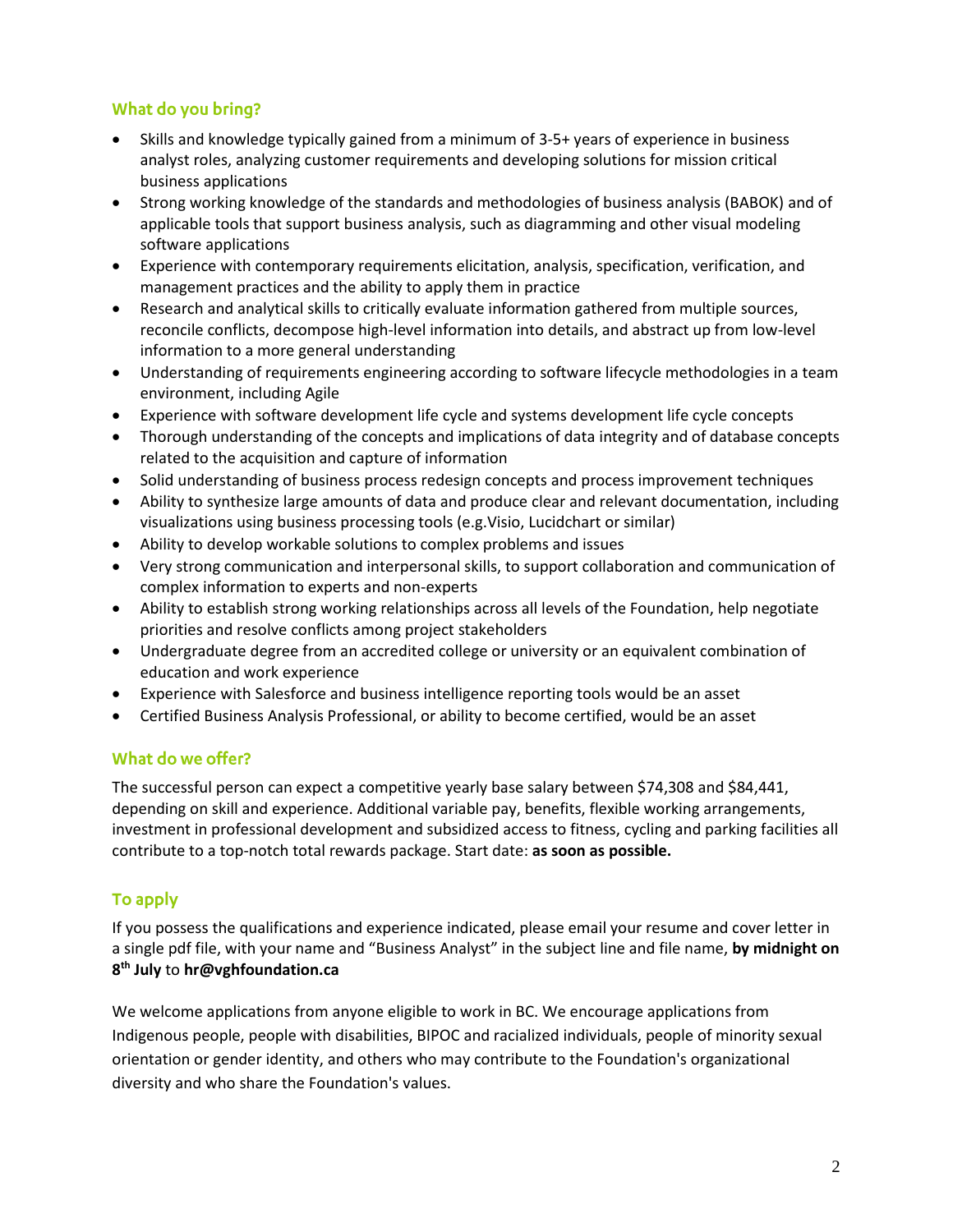## What do you bring?

- Skills and knowledge typically gained from a minimum of 3-5+ years of experience in business analyst roles, analyzing customer requirements and developing solutions for mission critical business applications
- Strong working knowledge of the standards and methodologies of business analysis (BABOK) and of applicable tools that support business analysis, such as diagramming and other visual modeling software applications
- Experience with contemporary requirements elicitation, analysis, specification, verification, and management practices and the ability to apply them in practice
- Research and analytical skills to critically evaluate information gathered from multiple sources, reconcile conflicts, decompose high-level information into details, and abstract up from low-level information to a more general understanding
- Understanding of requirements engineering according to software lifecycle methodologies in a team environment, including Agile
- Experience with software development life cycle and systems development life cycle concepts
- Thorough understanding of the concepts and implications of data integrity and of database concepts related to the acquisition and capture of information
- Solid understanding of business process redesign concepts and process improvement techniques
- Ability to synthesize large amounts of data and produce clear and relevant documentation, including visualizations using business processing tools (e.g.Visio, Lucidchart or similar)
- Ability to develop workable solutions to complex problems and issues
- Very strong communication and interpersonal skills, to support collaboration and communication of complex information to experts and non-experts
- Ability to establish strong working relationships across all levels of the Foundation, help negotiate priorities and resolve conflicts among project stakeholders
- Undergraduate degree from an accredited college or university or an equivalent combination of education and work experience
- Experience with Salesforce and business intelligence reporting tools would be an asset
- Certified Business Analysis Professional, or ability to become certified, would be an asset

## What do we offer?

The successful person can expect a competitive yearly base salary between $74,308 and $84,441, depending on skill and experience. Additional variable pay, benefits, flexible working arrangements, investment in professional development and subsidized access to fitness, cycling and parking facilities all contribute to a top-notch total rewards package. Start date: **as soon as possible.**

## To apply

If you possess the qualifications and experience indicated, please email your resume and cover letter in a single pdf file, with your name and "Business Analyst" in the subject line and file name, **by midnight on 8th July** to **hr@vghfoundation.ca**

We welcome applications from anyone eligible to work in BC. We encourage applications from Indigenous people, people with disabilities, BIPOC and racialized individuals, people of minority sexual orientation or gender identity, and others who may contribute to the Foundation's organizational diversity and who share the Foundation's values.